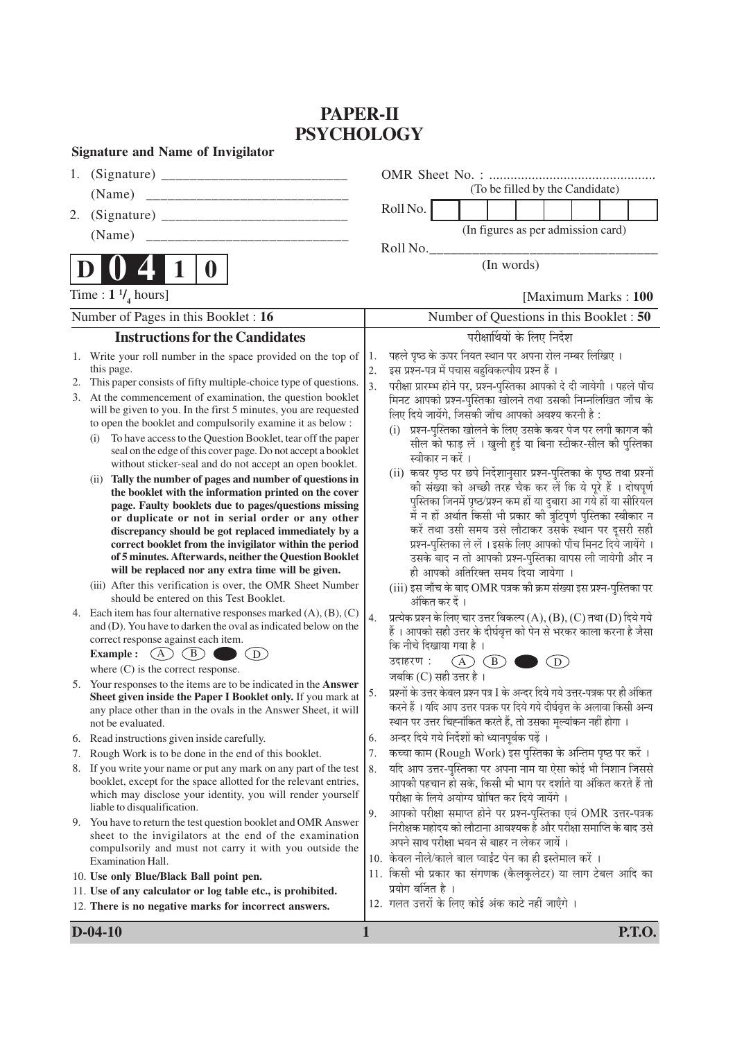# PAPER-II
# PSYCHOLOGY

**Signature and Name of Invigilator**

1. (Signature) __________________________

   (Name) __________________________

2. (Signature) __________________________

   (Name) __________________________

OMR Sheet No. : ...............................................
(To be filled by the Candidate)

Roll No. [ ] [ ] [ ] [ ] [ ] [ ] [ ] [ ]
(In figures as per admission card)

Roll No.________________________________
(In words)

**D 0 4 1 0**

Time : **1 $^1/_4$ hours**] [Maximum Marks : **100**

Number of Pages in this Booklet : **16** | Number of Questions in this Booklet : **50**

## Instructions for the Candidates

1. Write your roll number in the space provided on the top of this page.
2. This paper consists of fifty multiple-choice type of questions.
3. At the commencement of examination, the question booklet will be given to you. In the first 5 minutes, you are requested to open the booklet and compulsorily examine it as below :
   (i) To have access to the Question Booklet, tear off the paper seal on the edge of this cover page. Do not accept a booklet without sticker-seal and do not accept an open booklet.
   (ii) **Tally the number of pages and number of questions in the booklet with the information printed on the cover page. Faulty booklets due to pages/questions missing or duplicate or not in serial order or any other discrepancy should be got replaced immediately by a correct booklet from the invigilator within the period of 5 minutes. Afterwards, neither the Question Booklet will be replaced nor any extra time will be given.**
   (iii) After this verification is over, the OMR Sheet Number should be entered on this Test Booklet.
4. Each item has four alternative responses marked (A), (B), (C) and (D). You have to darken the oval as indicated below on the correct response against each item.
   **Example :** (A) (B) ● (D)
   where (C) is the correct response.
5. Your responses to the items are to be indicated in the **Answer Sheet given inside the Paper I Booklet only.** If you mark at any place other than in the ovals in the Answer Sheet, it will not be evaluated.
6. Read instructions given inside carefully.
7. Rough Work is to be done in the end of this booklet.
8. If you write your name or put any mark on any part of the test booklet, except for the space allotted for the relevant entries, which may disclose your identity, you will render yourself liable to disqualification.
9. You have to return the test question booklet and OMR Answer sheet to the invigilators at the end of the examination compulsorily and must not carry it with you outside the Examination Hall.
10. **Use only Blue/Black Ball point pen.**
11. **Use of any calculator or log table etc., is prohibited.**
12. **There is no negative marks for incorrect answers.**

## परीक्षार्थियों के लिए निर्देश

1. पहले पृष्ठ के ऊपर नियत स्थान पर अपना रोल नम्बर लिखिए ।
2. इस प्रश्न-पत्र में पचास बहुविकल्पीय प्रश्न हैं ।
3. परीक्षा प्रारम्भ होने पर, प्रश्न-पुस्तिका आपको दे दी जायेगी । पहले पाँच मिनट आपको प्रश्न-पुस्तिका खोलने तथा उसकी निम्नलिखित जाँच के लिए दिये जायेंगे, जिसकी जाँच आपको अवश्य करनी है :
   (i) प्रश्न-पुस्तिका खोलने के लिए उसके कवर पेज पर लगी कागज की सील को फाड़ लें । खुली हुई या बिना स्टीकर-सील की पुस्तिका स्वीकार न करें ।
   (ii) कवर पृष्ठ पर छपे निर्देशानुसार प्रश्न-पुस्तिका के पृष्ठ तथा प्रश्नों की संख्या को अच्छी तरह चैक कर लें कि ये पूरे हैं । दोषपूर्ण पुस्तिका जिनमें पृष्ठ/प्रश्न कम हों या दुबारा आ गये हों या सीरियल में न हों अर्थात किसी भी प्रकार की त्रुटिपूर्ण पुस्तिका स्वीकार न करें तथा उसी समय उसे लौटाकर उसके स्थान पर दूसरी सही प्रश्न-पुस्तिका ले लें । इसके लिए आपको पाँच मिनट दिये जायेंगे । उसके बाद न तो आपकी प्रश्न-पुस्तिका वापस ली जायेगी और न ही आपको अतिरिक्त समय दिया जायेगा ।
   (iii) इस जाँच के बाद OMR पत्रक की क्रम संख्या इस प्रश्न-पुस्तिका पर अंकित कर दें ।
4. प्रत्येक प्रश्न के लिए चार उत्तर विकल्प (A), (B), (C) तथा (D) दिये गये हैं । आपको सही उत्तर के दीर्घवृत्त को पेन से भरकर काला करना है जैसा कि नीचे दिखाया गया है ।
   उदाहरण : (A) (B) ● (D)
   जबकि (C) सही उत्तर है ।
5. प्रश्नों के उत्तर केवल प्रश्न पत्र I के अन्दर दिये गये उत्तर-पत्रक पर ही अंकित करने हैं । यदि आप उत्तर पत्रक पर दिये गये दीर्घवृत्त के अलावा किसी अन्य स्थान पर उत्तर चिह्नांकित करते हैं, तो उसका मूल्यांकन नहीं होगा ।
6. अन्दर दिये गये निर्देशों को ध्यानपूर्वक पढ़ें ।
7. कच्चा काम (Rough Work) इस पुस्तिका के अन्तिम पृष्ठ पर करें ।
8. यदि आप उत्तर-पुस्तिका पर अपना नाम या ऐसा कोई भी निशान जिससे आपकी पहचान हो सके, किसी भी भाग पर दर्शाते या अंकित करते हैं तो परीक्षा के लिये अयोग्य घोषित कर दिये जायेंगे ।
9. आपको परीक्षा समाप्त होने पर प्रश्न-पुस्तिका एवं OMR उत्तर-पत्रक निरीक्षक महोदय को लौटाना आवश्यक है और परीक्षा समाप्ति के बाद उसे अपने साथ परीक्षा भवन से बाहर न लेकर जायें ।
10. केवल नीले/काले बाल प्वाईंट पेन का ही इस्तेमाल करें ।
11. किसी भी प्रकार का संगणक (कैलकुलेटर) या लाग टेबल आदि का प्रयोग वर्जित है ।
12. गलत उत्तरों के लिए कोई अंक काटे नहीं जाएँगे ।

P.T.O.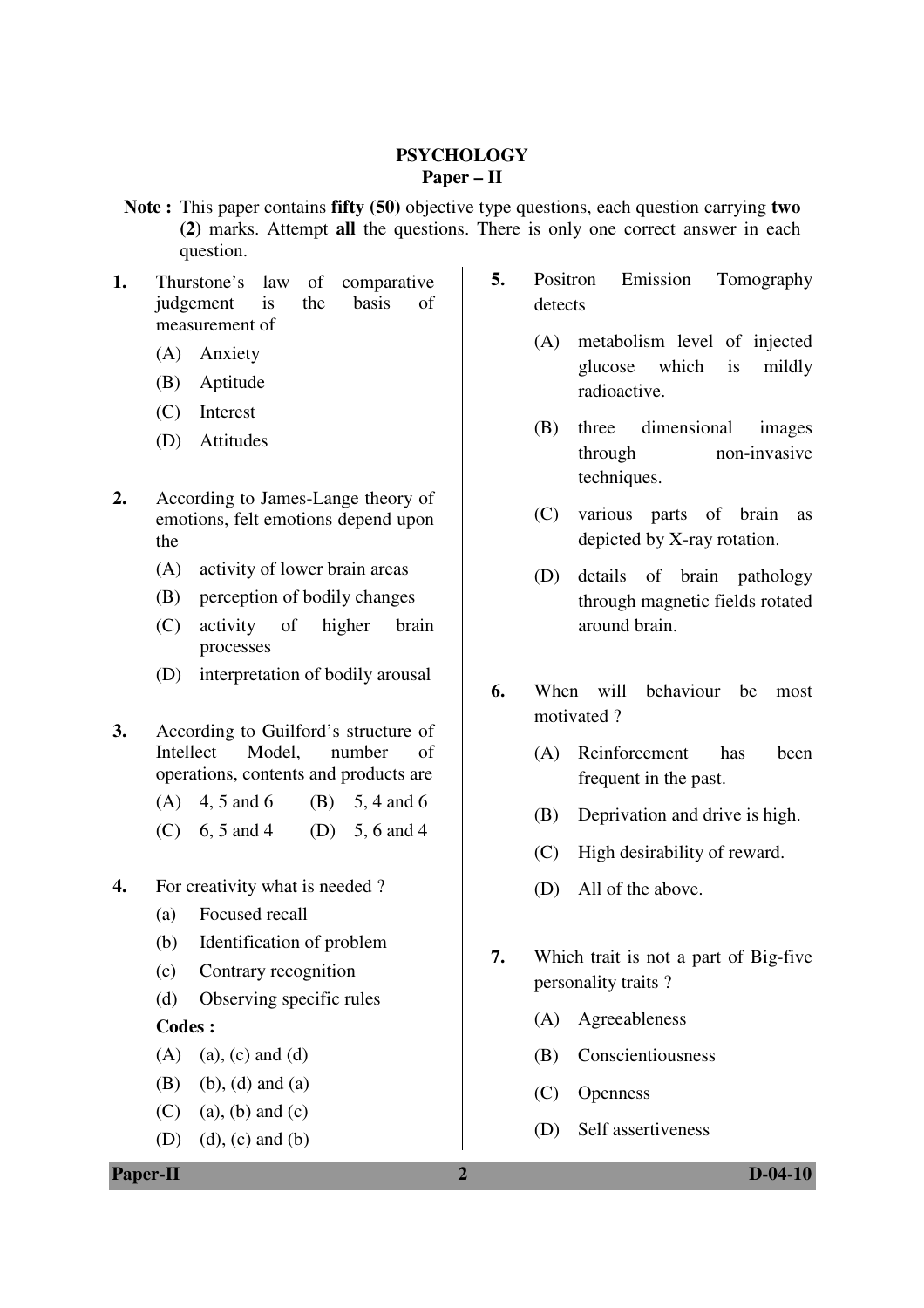# PSYCHOLOGY

## Paper – II

**Note :** This paper contains **fifty (50)** objective type questions, each question carrying **two (2)** marks. Attempt **all** the questions. There is only one correct answer in each question.

1. Thurstone's law of comparative judgement is the basis of measurement of
   - (A) Anxiety
   - (B) Aptitude
   - (C) Interest
   - (D) Attitudes

2. According to James-Lange theory of emotions, felt emotions depend upon the
   - (A) activity of lower brain areas
   - (B) perception of bodily changes
   - (C) activity of higher brain processes
   - (D) interpretation of bodily arousal

3. According to Guilford's structure of Intellect Model, number of operations, contents and products are
   - (A) 4, 5 and 6
   - (B) 5, 4 and 6
   - (C) 6, 5 and 4
   - (D) 5, 6 and 4

4. For creativity what is needed ?
   - (a) Focused recall
   - (b) Identification of problem
   - (c) Contrary recognition
   - (d) Observing specific rules

   **Codes :**
   - (A) (a), (c) and (d)
   - (B) (b), (d) and (a)
   - (C) (a), (b) and (c)
   - (D) (d), (c) and (b)

5. Positron Emission Tomography detects
   - (A) metabolism level of injected glucose which is mildly radioactive.
   - (B) three dimensional images through non-invasive techniques.
   - (C) various parts of brain as depicted by X-ray rotation.
   - (D) details of brain pathology through magnetic fields rotated around brain.

6. When will behaviour be most motivated ?
   - (A) Reinforcement has been frequent in the past.
   - (B) Deprivation and drive is high.
   - (C) High desirability of reward.
   - (D) All of the above.

7. Which trait is not a part of Big-five personality traits ?
   - (A) Agreeableness
   - (B) Conscientiousness
   - (C) Openness
   - (D) Self assertiveness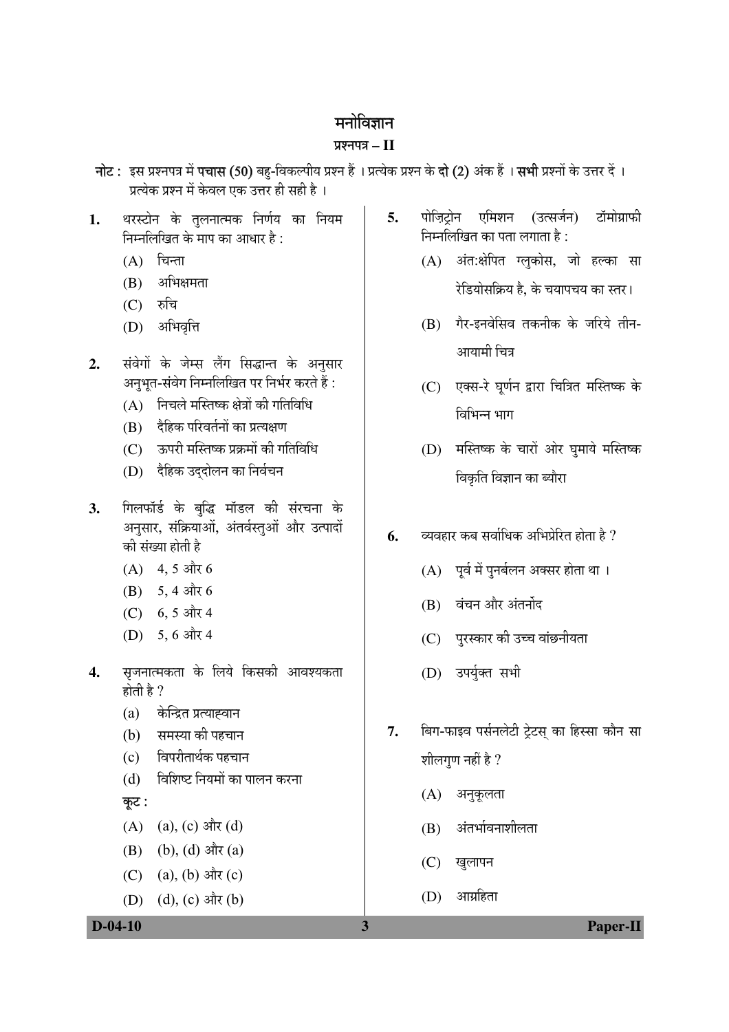# मनोविज्ञान

## प्रश्नपत्र – II

**नोट :** इस प्रश्नपत्र में **पचास (50)** बहु-विकल्पीय प्रश्न हैं । प्रत्येक प्रश्न के **दो (2)** अंक हैं । **सभी** प्रश्नों के उत्तर दें । प्रत्येक प्रश्न में केवल एक उत्तर ही सही है ।

1. थरस्टोन के तुलनात्मक निर्णय का नियम निम्नलिखित के माप का आधार है :
   - (A) चिन्ता
   - (B) अभिक्षमता
   - (C) रुचि
   - (D) अभिवृत्ति

2. संवेगों के जेम्स लैंग सिद्धान्त के अनुसार अनुभूत-संवेग निम्नलिखित पर निर्भर करते हैं :
   - (A) निचले मस्तिष्क क्षेत्रों की गतिविधि
   - (B) दैहिक परिवर्तनों का प्रत्यक्षण
   - (C) ऊपरी मस्तिष्क प्रक्रमों की गतिविधि
   - (D) दैहिक उद्दोलन का निर्वचन

3. गिलफॉर्ड के बुद्धि मॉडल की संरचना के अनुसार, संक्रियाओं, अंतर्वस्तुओं और उत्पादों की संख्या होती है
   - (A) 4, 5 और 6
   - (B) 5, 4 और 6
   - (C) 6, 5 और 4
   - (D) 5, 6 और 4

4. सृजनात्मकता के लिये किसकी आवश्यकता होती है ?
   - (a) केन्द्रित प्रत्याह्वान
   - (b) समस्या की पहचान
   - (c) विपरीतार्थक पहचान
   - (d) विशिष्ट नियमों का पालन करना

   **कूट :**
   - (A) (a), (c) और (d)
   - (B) (b), (d) और (a)
   - (C) (a), (b) और (c)
   - (D) (d), (c) और (b)

5. पोज़िट्रोन एमिशन (उत्सर्जन) टॉमोग्राफी निम्नलिखित का पता लगाता है :
   - (A) अंत:क्षेपित ग्लुकोस, जो हल्का सा रेडियोसक्रिय है, के चयापचय का स्तर।
   - (B) गैर-इनवेसिव तकनीक के जरिये तीन-आयामी चित्र
   - (C) एक्स-रे घूर्णन द्वारा चित्रित मस्तिष्क के विभिन्न भाग
   - (D) मस्तिष्क के चारों ओर घुमाये मस्तिष्क विकृति विज्ञान का ब्यौरा

6. व्यवहार कब सर्वाधिक अभिप्रेरित होता है ?
   - (A) पूर्व में पुनर्बलन अक्सर होता था ।
   - (B) वंचन और अंतर्नोद
   - (C) पुरस्कार की उच्च वांछनीयता
   - (D) उपर्युक्त सभी

7. बिग-फाइव पर्सनलेटी ट्रेटस् का हिस्सा कौन सा शीलगुण नहीं है ?
   - (A) अनुकूलता
   - (B) अंतर्भावनाशीलता
   - (C) खुलापन
   - (D) आग्रहिता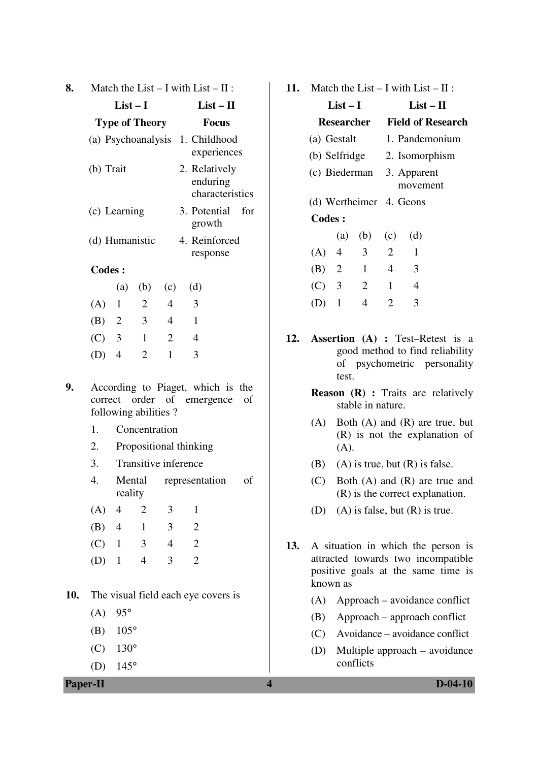8. Match the List – I with List – II :

| List – I | List – II |
|---|---|
| **Type of Theory** | **Focus** |
| (a) Psychoanalysis | 1. Childhood experiences |
| (b) Trait | 2. Relatively enduring characteristics |
| (c) Learning | 3. Potential for growth |
| (d) Humanistic | 4. Reinforced response |

**Codes :**

| | (a) | (b) | (c) | (d) |
|---|---|---|---|---|
| (A) | 1 | 2 | 4 | 3 |
| (B) | 2 | 3 | 4 | 1 |
| (C) | 3 | 1 | 2 | 4 |
| (D) | 4 | 2 | 1 | 3 |

9. According to Piaget, which is the correct order of emergence of following abilities ?

1. Concentration
2. Propositional thinking
3. Transitive inference
4. Mental representation of reality

(A) 4 2 3 1
(B) 4 1 3 2
(C) 1 3 4 2
(D) 1 4 3 2

10. The visual field each eye covers is

(A) 95°
(B) 105°
(C) 130°
(D) 145°

11. Match the List – I with List – II :

| List – I | List – II |
|---|---|
| **Researcher** | **Field of Research** |
| (a) Gestalt | 1. Pandemonium |
| (b) Selfridge | 2. Isomorphism |
| (c) Biederman | 3. Apparent movement |
| (d) Wertheimer | 4. Geons |

**Codes :**

| | (a) | (b) | (c) | (d) |
|---|---|---|---|---|
| (A) | 4 | 3 | 2 | 1 |
| (B) | 2 | 1 | 4 | 3 |
| (C) | 3 | 2 | 1 | 4 |
| (D) | 1 | 4 | 2 | 3 |

12. **Assertion (A) :** Test–Retest is a good method to find reliability of psychometric personality test.

**Reason (R) :** Traits are relatively stable in nature.

(A) Both (A) and (R) are true, but (R) is not the explanation of (A).
(B) (A) is true, but (R) is false.
(C) Both (A) and (R) are true and (R) is the correct explanation.
(D) (A) is false, but (R) is true.

13. A situation in which the person is attracted towards two incompatible positive goals at the same time is known as

(A) Approach – avoidance conflict
(B) Approach – approach conflict
(C) Avoidance – avoidance conflict
(D) Multiple approach – avoidance conflicts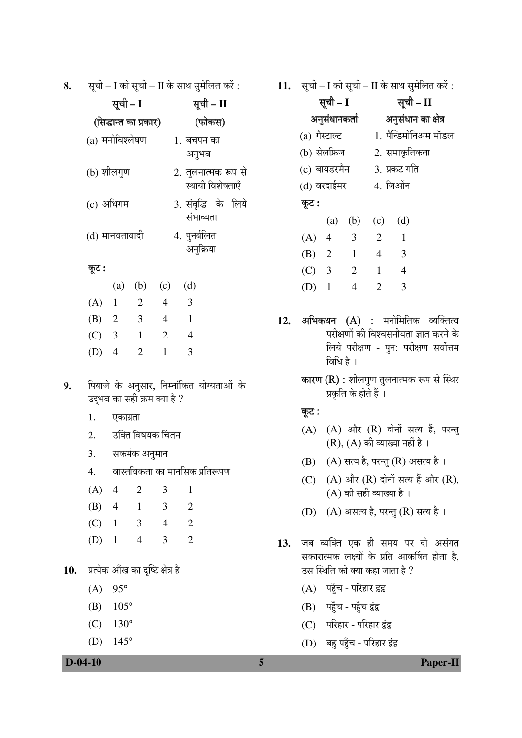8. सूची – I को सूची – II के साथ सुमेलित करें :

| सूची – I (सिद्धान्त का प्रकार) | सूची – II (फोकस) |
|---|---|
| (a) मनोविश्लेषण | 1. बचपन का अनुभव |
| (b) शीलगुण | 2. तुलनात्मक रूप से स्थायी विशेषताएँ |
| (c) अधिगम | 3. संवृद्धि के लिये संभाव्यता |
| (d) मानवतावादी | 4. पुनर्बलित अनुक्रिया |

कूट :

| | (a) | (b) | (c) | (d) |
|---|---|---|---|---|
| (A) | 1 | 2 | 4 | 3 |
| (B) | 2 | 3 | 4 | 1 |
| (C) | 3 | 1 | 2 | 4 |
| (D) | 4 | 2 | 1 | 3 |

9. पियाजे के अनुसार, निम्नांकित योग्यताओं के उद्भव का सही क्रम क्या है ?

1. एकाग्रता
2. उक्ति विषयक चिंतन
3. सकर्मक अनुमान
4. वास्तविकता का मानसिक प्रतिरूपण

| | | | | |
|---|---|---|---|---|
| (A) | 4 | 2 | 3 | 1 |
| (B) | 4 | 1 | 3 | 2 |
| (C) | 1 | 3 | 4 | 2 |
| (D) | 1 | 4 | 3 | 2 |

10. प्रत्येक आँख का दृष्टि क्षेत्र है

(A) 95°
(B) 105°
(C) 130°
(D) 145°

11. सूची – I को सूची – II के साथ सुमेलित करें :

| सूची – I अनुसंधानकर्ता | सूची – II अनुसंधान का क्षेत्र |
|---|---|
| (a) गैस्टाल्ट | 1. पैन्डिमोनिअम मॉडल |
| (b) सेलफ्रिज | 2. समाकृतिकता |
| (c) बायडरमैन | 3. प्रकट गति |
| (d) वरदाईमर | 4. जिओंन |

कूट :

| | (a) | (b) | (c) | (d) |
|---|---|---|---|---|
| (A) | 4 | 3 | 2 | 1 |
| (B) | 2 | 1 | 4 | 3 |
| (C) | 3 | 2 | 1 | 4 |
| (D) | 1 | 4 | 2 | 3 |

12. **अभिकथन (A)** : मनोमितिक व्यक्तित्व परीक्षणों की विश्वसनीयता ज्ञात करने के लिये परीक्षण - पुन: परीक्षण सर्वोत्तम विधि है ।

**कारण (R)** : शीलगुण तुलनात्मक रूप से स्थिर प्रकृति के होते हैं ।

कूट :

(A) (A) और (R) दोनों सत्य हैं, परन्तु (R), (A) की व्याख्या नहीं है ।
(B) (A) सत्य है, परन्तु (R) असत्य है ।
(C) (A) और (R) दोनों सत्य हैं और (R), (A) की सही व्याख्या है ।
(D) (A) असत्य है, परन्तु (R) सत्य है ।

13. जब व्यक्ति एक ही समय पर दो असंगत सकारात्मक लक्ष्यों के प्रति आकर्षित होता है, उस स्थिति को क्या कहा जाता है ?

(A) पहुँच - परिहार द्वंद्व
(B) पहुँच - पहुँच द्वंद्व
(C) परिहार - परिहार द्वंद्व
(D) बहु पहुँच - परिहार द्वंद्व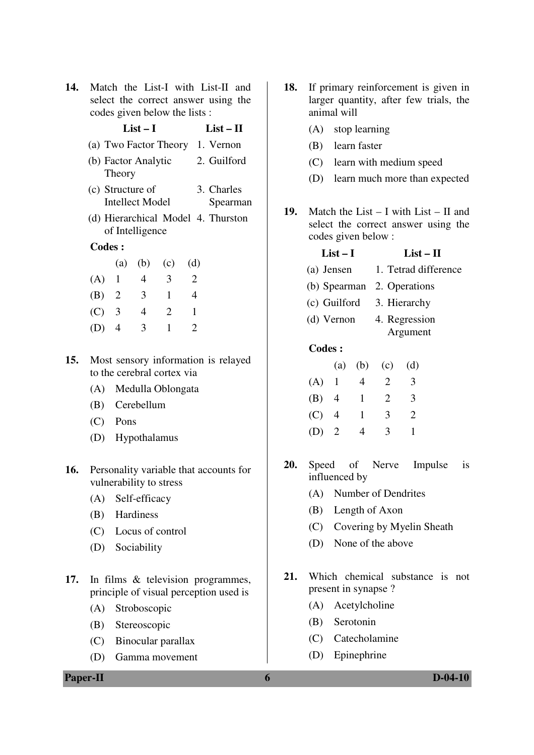**14.** Match the List-I with List-II and select the correct answer using the codes given below the lists :

| List – I | List – II |
|---|---|
| (a) Two Factor Theory | 1. Vernon |
| (b) Factor Analytic Theory | 2. Guilford |
| (c) Structure of Intellect Model | 3. Charles Spearman |
| (d) Hierarchical Model of Intelligence | 4. Thurston |

**Codes :**

| | (a) | (b) | (c) | (d) |
|---|---|---|---|---|
| (A) | 1 | 4 | 3 | 2 |
| (B) | 2 | 3 | 1 | 4 |
| (C) | 3 | 4 | 2 | 1 |
| (D) | 4 | 3 | 1 | 2 |

**15.** Most sensory information is relayed to the cerebral cortex via

(A) Medulla Oblongata

(B) Cerebellum

(C) Pons

(D) Hypothalamus

**16.** Personality variable that accounts for vulnerability to stress

(A) Self-efficacy

(B) Hardiness

(C) Locus of control

(D) Sociability

**17.** In films & television programmes, principle of visual perception used is

(A) Stroboscopic

(B) Stereoscopic

(C) Binocular parallax

(D) Gamma movement

**18.** If primary reinforcement is given in larger quantity, after few trials, the animal will

(A) stop learning

(B) learn faster

(C) learn with medium speed

(D) learn much more than expected

**19.** Match the List – I with List – II and select the correct answer using the codes given below :

| List – I | List – II |
|---|---|
| (a) Jensen | 1. Tetrad difference |
| (b) Spearman | 2. Operations |
| (c) Guilford | 3. Hierarchy |
| (d) Vernon | 4. Regression Argument |

**Codes :**

| | (a) | (b) | (c) | (d) |
|---|---|---|---|---|
| (A) | 1 | 4 | 2 | 3 |
| (B) | 4 | 1 | 2 | 3 |
| (C) | 4 | 1 | 3 | 2 |
| (D) | 2 | 4 | 3 | 1 |

**20.** Speed of Nerve Impulse is influenced by

(A) Number of Dendrites

(B) Length of Axon

(C) Covering by Myelin Sheath

(D) None of the above

**21.** Which chemical substance is not present in synapse ?

(A) Acetylcholine

(B) Serotonin

(C) Catecholamine

(D) Epinephrine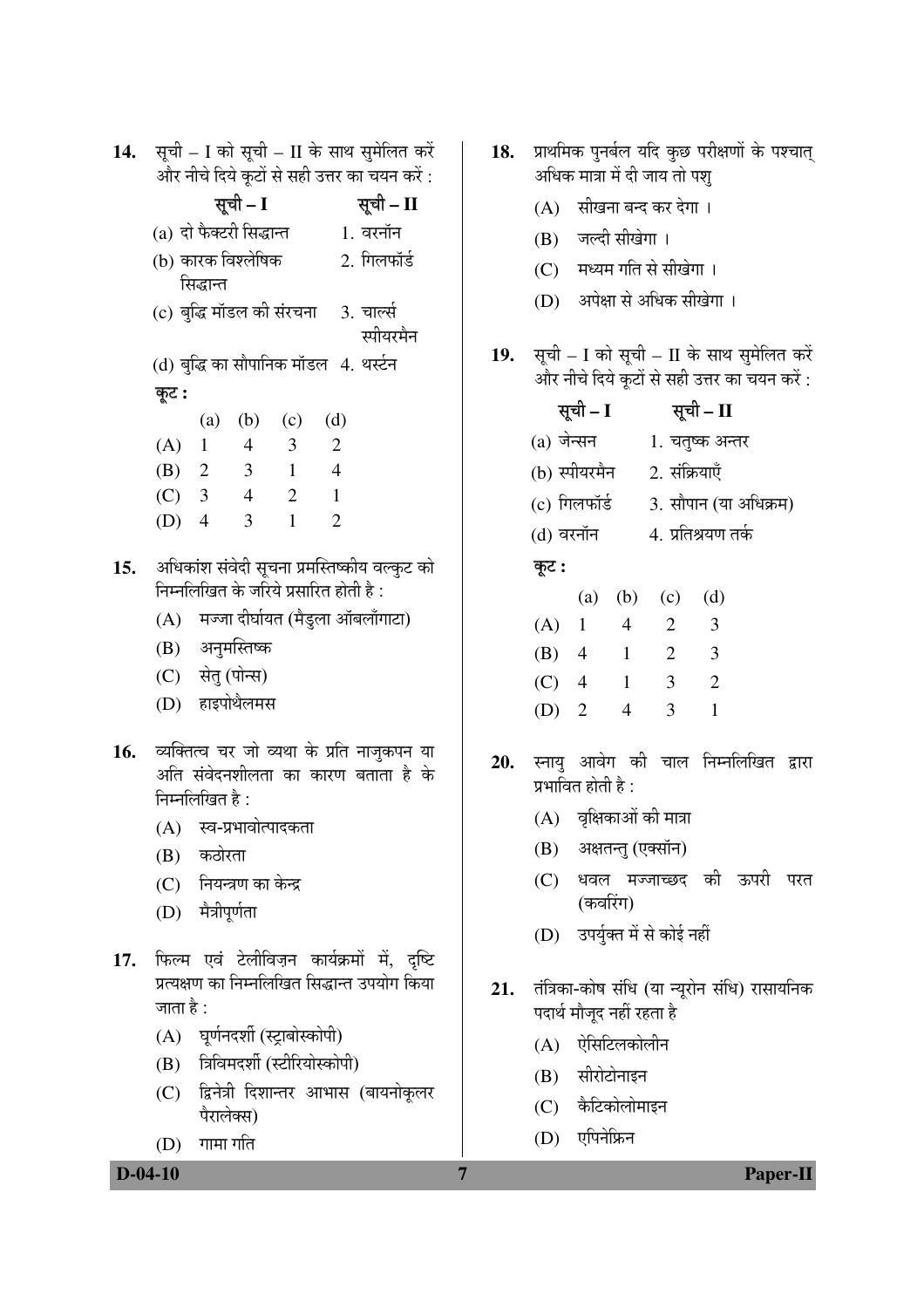14. सूची – I को सूची – II के साथ सुमेलित करें और नीचे दिये कूटों से सही उत्तर का चयन करें :

| सूची – I | सूची – II |
|---|---|
| (a) दो फैक्टरी सिद्धान्त | 1. वरनॉन |
| (b) कारक विश्लेषिक सिद्धान्त | 2. गिलफॉर्ड |
| (c) बुद्धि मॉडल की संरचना | 3. चार्ल्स स्पीयरमैन |
| (d) बुद्धि का सौपानिक मॉडल | 4. थर्स्टन |

**कूट :**

| | (a) | (b) | (c) | (d) |
|---|---|---|---|---|
| (A) | 1 | 4 | 3 | 2 |
| (B) | 2 | 3 | 1 | 4 |
| (C) | 3 | 4 | 2 | 1 |
| (D) | 4 | 3 | 1 | 2 |

15. अधिकांश संवेदी सूचना प्रमस्तिष्कीय वल्कुट को निम्नलिखित के जरिये प्रसारित होती है :
   (A) मज्जा दीर्घायत (मैडुला ऑबलाँगाटा)
   (B) अनुमस्तिष्क
   (C) सेतु (पोन्स)
   (D) हाइपोथैलमस

16. व्यक्तित्व चर जो व्यथा के प्रति नाजुकपन या अति संवेदनशीलता का कारण बताता है के निम्नलिखित है :
   (A) स्व-प्रभावोत्पादकता
   (B) कठोरता
   (C) नियन्त्रण का केन्द्र
   (D) मैत्रीपूर्णता

17. फिल्म एवं टेलीविज़न कार्यक्रमों में, दृष्टि प्रत्यक्षण का निम्नलिखित सिद्धान्त उपयोग किया जाता है :
   (A) घूर्णनदर्शी (स्ट्राबोस्कोपी)
   (B) त्रिविमदर्शी (स्टीरियोस्कोपी)
   (C) द्विनेत्री दिशान्तर आभास (बायनोकूलर पैरालेक्स)
   (D) गामा गति

18. प्राथमिक पुनर्बल यदि कुछ परीक्षणों के पश्चात् अधिक मात्रा में दी जाय तो पशु
   (A) सीखना बन्द कर देगा ।
   (B) जल्दी सीखेगा ।
   (C) मध्यम गति से सीखेगा ।
   (D) अपेक्षा से अधिक सीखेगा ।

19. सूची – I को सूची – II के साथ सुमेलित करें और नीचे दिये कूटों से सही उत्तर का चयन करें :

| सूची – I | सूची – II |
|---|---|
| (a) जेन्सन | 1. चतुष्क अन्तर |
| (b) स्पीयरमैन | 2. संक्रियाएँ |
| (c) गिलफॉर्ड | 3. सौपान (या अधिक्रम) |
| (d) वरनॉन | 4. प्रतिश्रयण तर्क |

**कूट :**

| | (a) | (b) | (c) | (d) |
|---|---|---|---|---|
| (A) | 1 | 4 | 2 | 3 |
| (B) | 4 | 1 | 2 | 3 |
| (C) | 4 | 1 | 3 | 2 |
| (D) | 2 | 4 | 3 | 1 |

20. स्नायु आवेग की चाल निम्नलिखित द्वारा प्रभावित होती है :
   (A) वृक्षिकाओं की मात्रा
   (B) अक्षतन्तु (एक्सॉन)
   (C) धवल मज्जाच्छद की ऊपरी परत (कवरिंग)
   (D) उपर्युक्त में से कोई नहीं

21. तंत्रिका-कोष संधि (या न्यूरोन संधि) रासायनिक पदार्थ मौजूद नहीं रहता है
   (A) ऐसिटिलकोलीन
   (B) सीरोटोनाइन
   (C) कैटिकोलोमाइन
   (D) एपिनेफ्रिन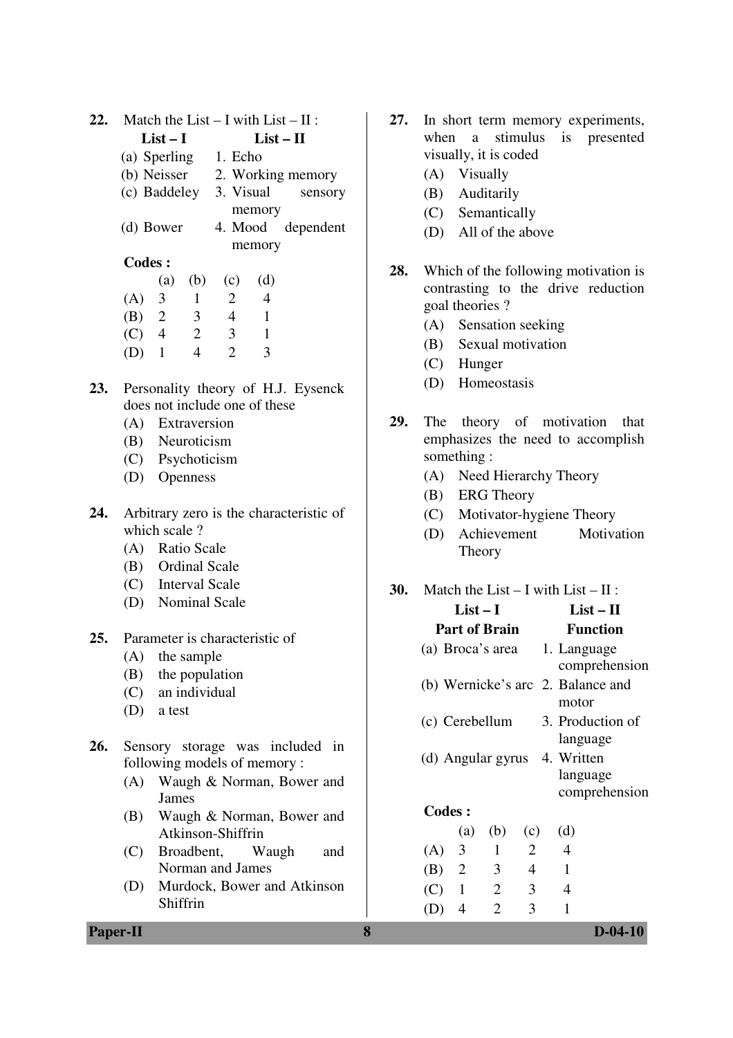**22.** Match the List – I with List – II :

| List – I | List – II |
|---|---|
| (a) Sperling | 1. Echo |
| (b) Neisser | 2. Working memory |
| (c) Baddeley | 3. Visual sensory memory |
| (d) Bower | 4. Mood dependent memory |

**Codes :**

| | (a) | (b) | (c) | (d) |
|---|---|---|---|---|
| (A) | 3 | 1 | 2 | 4 |
| (B) | 2 | 3 | 4 | 1 |
| (C) | 4 | 2 | 3 | 1 |
| (D) | 1 | 4 | 2 | 3 |

**23.** Personality theory of H.J. Eysenck does not include one of these

(A) Extraversion
(B) Neuroticism
(C) Psychoticism
(D) Openness

**24.** Arbitrary zero is the characteristic of which scale ?

(A) Ratio Scale
(B) Ordinal Scale
(C) Interval Scale
(D) Nominal Scale

**25.** Parameter is characteristic of

(A) the sample
(B) the population
(C) an individual
(D) a test

**26.** Sensory storage was included in following models of memory :

(A) Waugh & Norman, Bower and James
(B) Waugh & Norman, Bower and Atkinson-Shiffrin
(C) Broadbent, Waugh and Norman and James
(D) Murdock, Bower and Atkinson Shiffrin

**27.** In short term memory experiments, when a stimulus is presented visually, it is coded

(A) Visually
(B) Auditarily
(C) Semantically
(D) All of the above

**28.** Which of the following motivation is contrasting to the drive reduction goal theories ?

(A) Sensation seeking
(B) Sexual motivation
(C) Hunger
(D) Homeostasis

**29.** The theory of motivation that emphasizes the need to accomplish something :

(A) Need Hierarchy Theory
(B) ERG Theory
(C) Motivator-hygiene Theory
(D) Achievement Motivation Theory

**30.** Match the List – I with List – II :

| List – I<br>Part of Brain | List – II<br>Function |
|---|---|
| (a) Broca's area | 1. Language comprehension |
| (b) Wernicke's arc | 2. Balance and motor |
| (c) Cerebellum | 3. Production of language |
| (d) Angular gyrus | 4. Written language comprehension |

**Codes :**

| | (a) | (b) | (c) | (d) |
|---|---|---|---|---|
| (A) | 3 | 1 | 2 | 4 |
| (B) | 2 | 3 | 4 | 1 |
| (C) | 1 | 2 | 3 | 4 |
| (D) | 4 | 2 | 3 | 1 |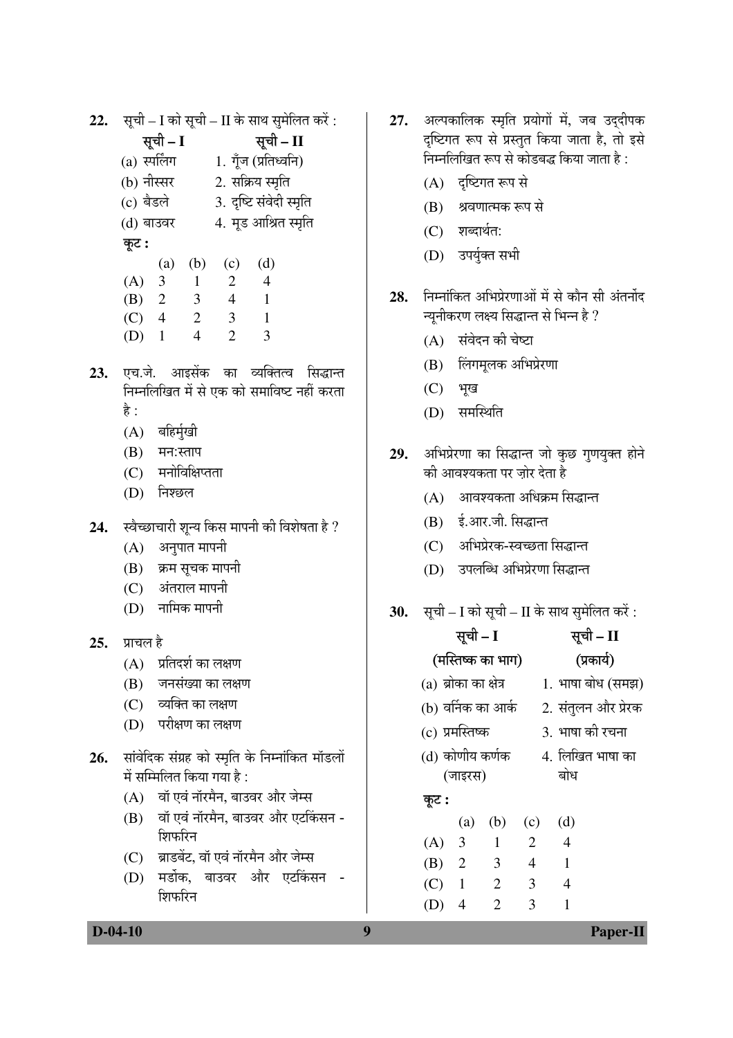22. सूची – I को सूची – II के साथ सुमेलित करें :

| सूची – I | सूची – II |
|---|---|
| (a) स्पर्लिंग | 1. गूँज (प्रतिध्वनि) |
| (b) नीस्सर | 2. सक्रिय स्मृति |
| (c) बैडले | 3. दृष्टि संवेदी स्मृति |
| (d) बाउवर | 4. मूड आश्रित स्मृति |

कूट :

| | (a) | (b) | (c) | (d) |
|---|---|---|---|---|
| (A) | 3 | 1 | 2 | 4 |
| (B) | 2 | 3 | 4 | 1 |
| (C) | 4 | 2 | 3 | 1 |
| (D) | 1 | 4 | 2 | 3 |

23. एच.जे. आइसेंक का व्यक्तित्व सिद्धान्त निम्नलिखित में से एक को समाविष्ट नहीं करता है :
   (A) बहिर्मुखी
   (B) मन:स्ताप
   (C) मनोविक्षिप्तता
   (D) निश्छल

24. स्वैच्छाचारी शून्य किस मापनी की विशेषता है ?
   (A) अनुपात मापनी
   (B) क्रम सूचक मापनी
   (C) अंतराल मापनी
   (D) नामिक मापनी

25. प्राचल है
   (A) प्रतिदर्श का लक्षण
   (B) जनसंख्या का लक्षण
   (C) व्यक्ति का लक्षण
   (D) परीक्षण का लक्षण

26. सांवेदिक संग्रह को स्मृति के निम्नांकित मॉडलों में सम्मिलित किया गया है :
   (A) वॉ एवं नॉरमैन, बाउवर और जेम्स
   (B) वॉ एवं नॉरमैन, बाउवर और एटकिंसन - शिफरिन
   (C) ब्राडबेंट, वॉ एवं नॉरमैन और जेम्स
   (D) मर्डोक, बाउवर और एटकिंसन - शिफरिन

27. अल्पकालिक स्मृति प्रयोगों में, जब उद्दीपक दृष्टिगत रूप से प्रस्तुत किया जाता है, तो इसे निम्नलिखित रूप से कोडबद्ध किया जाता है :
   (A) दृष्टिगत रूप से
   (B) श्रवणात्मक रूप से
   (C) शब्दार्थत:
   (D) उपर्युक्त सभी

28. निम्नांकित अभिप्रेरणाओं में से कौन सी अंतर्नोद न्यूनीकरण लक्ष्य सिद्धान्त से भिन्न है ?
   (A) संवेदन की चेष्टा
   (B) लिंगमूलक अभिप्रेरणा
   (C) भूख
   (D) समस्थिति

29. अभिप्रेरणा का सिद्धान्त जो कुछ गुणयुक्त होने की आवश्यकता पर ज़ोर देता है
   (A) आवश्यकता अधिक्रम सिद्धान्त
   (B) ई.आर.जी. सिद्धान्त
   (C) अभिप्रेरक-स्वच्छता सिद्धान्त
   (D) उपलब्धि अभिप्रेरणा सिद्धान्त

30. सूची – I को सूची – II के साथ सुमेलित करें :

| सूची – I (मस्तिष्क का भाग) | सूची – II (प्रकार्य) |
|---|---|
| (a) ब्रोका का क्षेत्र | 1. भाषा बोध (समझ) |
| (b) वर्निक का आर्क | 2. संतुलन और प्रेरक |
| (c) प्रमस्तिष्क | 3. भाषा की रचना |
| (d) कोणीय कर्णक (जाइरस) | 4. लिखित भाषा का बोध |

कूट :

| | (a) | (b) | (c) | (d) |
|---|---|---|---|---|
| (A) | 3 | 1 | 2 | 4 |
| (B) | 2 | 3 | 4 | 1 |
| (C) | 1 | 2 | 3 | 4 |
| (D) | 4 | 2 | 3 | 1 |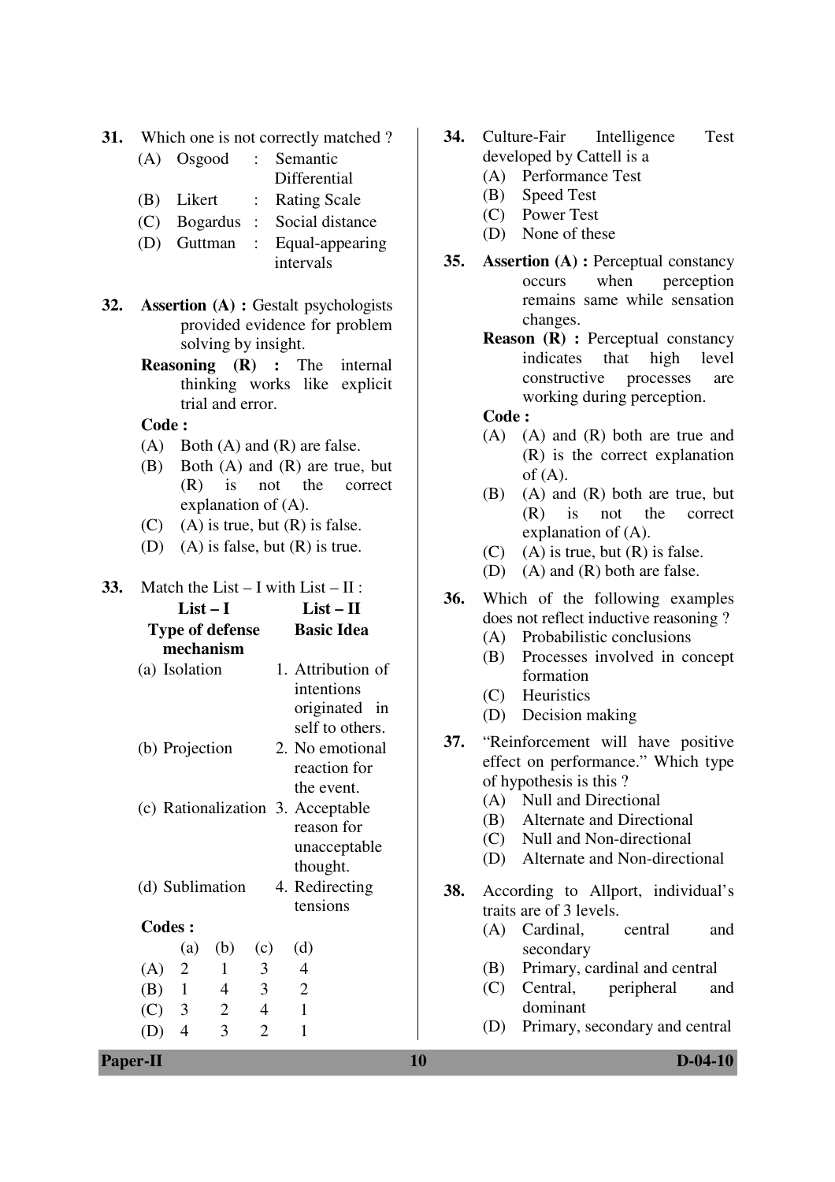31. Which one is not correctly matched ?

(A) Osgood : Semantic Differential

(B) Likert : Rating Scale

(C) Bogardus : Social distance

(D) Guttman : Equal-appearing intervals

32. **Assertion (A) :** Gestalt psychologists provided evidence for problem solving by insight.

**Reasoning (R) :** The internal thinking works like explicit trial and error.

**Code :**

(A) Both (A) and (R) are false.

(B) Both (A) and (R) are true, but (R) is not the correct explanation of (A).

(C) (A) is true, but (R) is false.

(D) (A) is false, but (R) is true.

33. Match the List – I with List – II :

| List – I<br>Type of defense mechanism | List – II<br>Basic Idea |
|---|---|
| (a) Isolation | 1. Attribution of intentions originated in self to others. |
| (b) Projection | 2. No emotional reaction for the event. |
| (c) Rationalization | 3. Acceptable reason for unacceptable thought. |
| (d) Sublimation | 4. Redirecting tensions |

**Codes :**

| | (a) | (b) | (c) | (d) |
|---|---|---|---|---|
| (A) | 2 | 1 | 3 | 4 |
| (B) | 1 | 4 | 3 | 2 |
| (C) | 3 | 2 | 4 | 1 |
| (D) | 4 | 3 | 2 | 1 |

34. Culture-Fair Intelligence Test developed by Cattell is a

(A) Performance Test

(B) Speed Test

(C) Power Test

(D) None of these

35. **Assertion (A) :** Perceptual constancy occurs when perception remains same while sensation changes.

**Reason (R) :** Perceptual constancy indicates that high level constructive processes are working during perception.

**Code :**

(A) (A) and (R) both are true and (R) is the correct explanation of (A).

(B) (A) and (R) both are true, but (R) is not the correct explanation of (A).

(C) (A) is true, but (R) is false.

(D) (A) and (R) both are false.

36. Which of the following examples does not reflect inductive reasoning ?

(A) Probabilistic conclusions

(B) Processes involved in concept formation

(C) Heuristics

(D) Decision making

37. "Reinforcement will have positive effect on performance." Which type of hypothesis is this ?

(A) Null and Directional

(B) Alternate and Directional

(C) Null and Non-directional

(D) Alternate and Non-directional

38. According to Allport, individual's traits are of 3 levels.

(A) Cardinal, central and secondary

(B) Primary, cardinal and central

(C) Central, peripheral and dominant

(D) Primary, secondary and central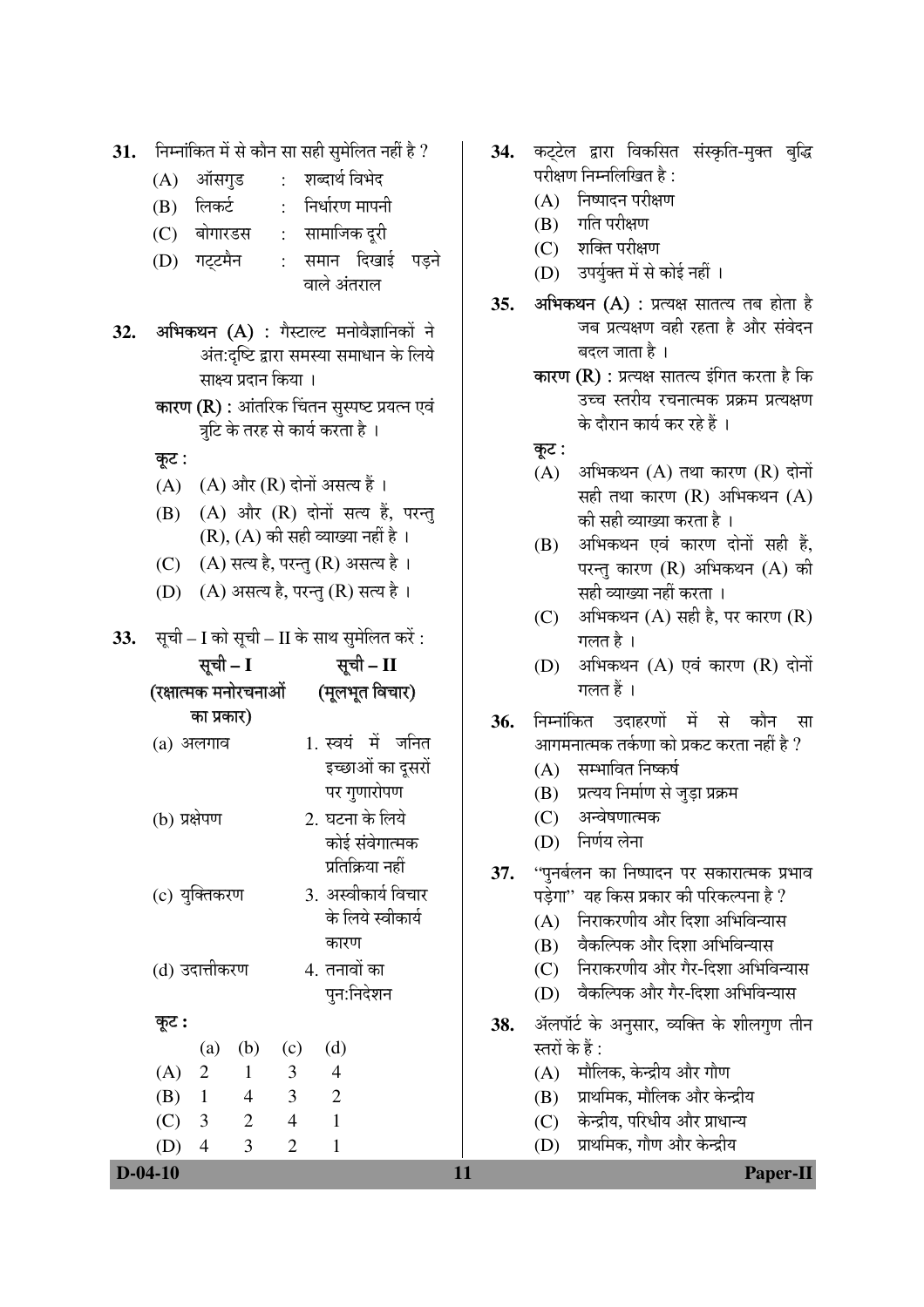31. निम्नांकित में से कौन सा सही सुमेलित नहीं है ?

(A) ऑसगुड : शब्दार्थ विभेद

(B) लिकर्ट : निर्धारण मापनी

(C) बोगारडस : सामाजिक दूरी

(D) गट्टमैन : समान दिखाई पड़ने वाले अंतराल

32. **अभिकथन (A)** : गैस्टाल्ट मनोवैज्ञानिकों ने अंत:दृष्टि द्वारा समस्या समाधान के लिये साक्ष्य प्रदान किया ।

**कारण (R)** : आंतरिक चिंतन सुस्पष्ट प्रयत्न एवं त्रुटि के तरह से कार्य करता है ।

**कूट :**

(A) (A) और (R) दोनों असत्य हैं ।

(B) (A) और (R) दोनों सत्य हैं, परन्तु (R), (A) की सही व्याख्या नहीं है ।

(C) (A) सत्य है, परन्तु (R) असत्य है ।

(D) (A) असत्य है, परन्तु (R) सत्य है ।

33. सूची – I को सूची – II के साथ सुमेलित करें :

| सूची – I (रक्षात्मक मनोरचनाओं का प्रकार) | सूची – II (मूलभूत विचार) |
|---|---|
| (a) अलगाव | 1. स्वयं में जनित इच्छाओं का दूसरों पर गुणारोपण |
| (b) प्रक्षेपण | 2. घटना के लिये कोई संवेगात्मक प्रतिक्रिया नहीं |
| (c) युक्तिकरण | 3. अस्वीकार्य विचार के लिये स्वीकार्य कारण |
| (d) उदात्तीकरण | 4. तनावों का पुन:निदेशन |

**कूट :**

| | (a) | (b) | (c) | (d) |
|---|---|---|---|---|
| (A) | 2 | 1 | 3 | 4 |
| (B) | 1 | 4 | 3 | 2 |
| (C) | 3 | 2 | 4 | 1 |
| (D) | 4 | 3 | 2 | 1 |

34. कट्टेल द्वारा विकसित संस्कृति-मुक्त बुद्धि परीक्षण निम्नलिखित है :

(A) निष्पादन परीक्षण

(B) गति परीक्षण

(C) शक्ति परीक्षण

(D) उपर्युक्त में से कोई नहीं ।

35. **अभिकथन (A)** : प्रत्यक्ष सातत्य तब होता है जब प्रत्यक्षण वही रहता है और संवेदन बदल जाता है ।

**कारण (R)** : प्रत्यक्ष सातत्य इंगित करता है कि उच्च स्तरीय रचनात्मक प्रक्रम प्रत्यक्षण के दौरान कार्य कर रहे हैं ।

**कूट :**

(A) अभिकथन (A) तथा कारण (R) दोनों सही तथा कारण (R) अभिकथन (A) की सही व्याख्या करता है ।

(B) अभिकथन एवं कारण दोनों सही हैं, परन्तु कारण (R) अभिकथन (A) की सही व्याख्या नहीं करता ।

(C) अभिकथन (A) सही है, पर कारण (R) गलत है ।

(D) अभिकथन (A) एवं कारण (R) दोनों गलत हैं ।

36. निम्नांकित उदाहरणों में से कौन सा आगमनात्मक तर्कणा को प्रकट करता नहीं है ?

(A) सम्भावित निष्कर्ष

(B) प्रत्यय निर्माण से जुड़ा प्रक्रम

(C) अन्वेषणात्मक

(D) निर्णय लेना

37. "पुनर्बलन का निष्पादन पर सकारात्मक प्रभाव पड़ेगा" यह किस प्रकार की परिकल्पना है ?

(A) निराकरणीय और दिशा अभिविन्यास

(B) वैकल्पिक और दिशा अभिविन्यास

(C) निराकरणीय और गैर-दिशा अभिविन्यास

(D) वैकल्पिक और गैर-दिशा अभिविन्यास

38. ऑलपॉर्ट के अनुसार, व्यक्ति के शीलगुण तीन स्तरों के हैं :

(A) मौलिक, केन्द्रीय और गौण

(B) प्राथमिक, मौलिक और केन्द्रीय

(C) केन्द्रीय, परिधीय और प्राधान्य

(D) प्राथमिक, गौण और केन्द्रीय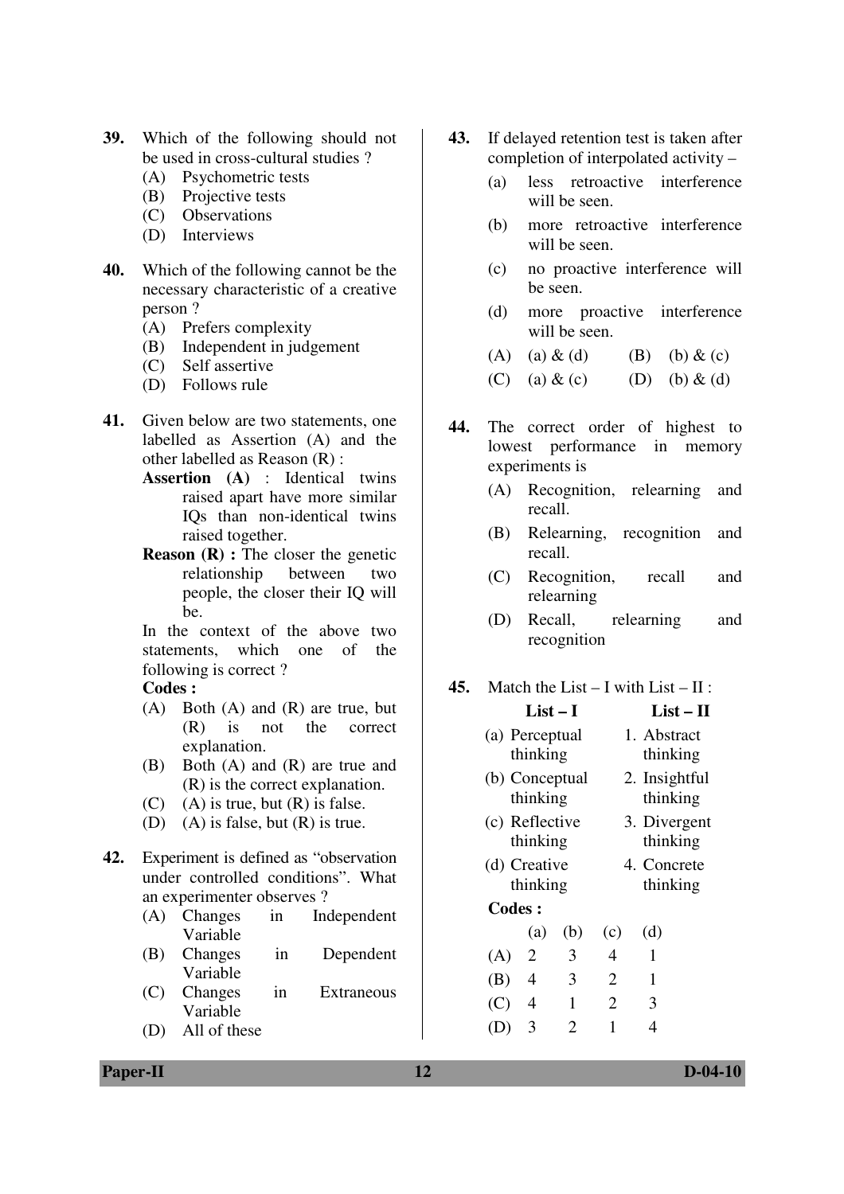**39.** Which of the following should not be used in cross-cultural studies ?

(A) Psychometric tests
(B) Projective tests
(C) Observations
(D) Interviews

**40.** Which of the following cannot be the necessary characteristic of a creative person ?

(A) Prefers complexity
(B) Independent in judgement
(C) Self assertive
(D) Follows rule

**41.** Given below are two statements, one labelled as Assertion (A) and the other labelled as Reason (R) :

**Assertion (A)** : Identical twins raised apart have more similar IQs than non-identical twins raised together.

**Reason (R) :** The closer the genetic relationship between two people, the closer their IQ will be.

In the context of the above two statements, which one of the following is correct ?

**Codes :**

(A) Both (A) and (R) are true, but (R) is not the correct explanation.
(B) Both (A) and (R) are true and (R) is the correct explanation.
(C) (A) is true, but (R) is false.
(D) (A) is false, but (R) is true.

**42.** Experiment is defined as "observation under controlled conditions". What an experimenter observes ?

(A) Changes in Independent Variable
(B) Changes in Dependent Variable
(C) Changes in Extraneous Variable
(D) All of these

**43.** If delayed retention test is taken after completion of interpolated activity –

(a) less retroactive interference will be seen.
(b) more retroactive interference will be seen.
(c) no proactive interference will be seen.
(d) more proactive interference will be seen.

(A) (a) & (d) (B) (b) & (c)
(C) (a) & (c) (D) (b) & (d)

**44.** The correct order of highest to lowest performance in memory experiments is

(A) Recognition, relearning and recall.
(B) Relearning, recognition and recall.
(C) Recognition, recall and relearning
(D) Recall, relearning and recognition

**45.** Match the List – I with List – II :

| List – I | List – II |
|---|---|
| (a) Perceptual thinking | 1. Abstract thinking |
| (b) Conceptual thinking | 2. Insightful thinking |
| (c) Reflective thinking | 3. Divergent thinking |
| (d) Creative thinking | 4. Concrete thinking |

**Codes :**

| | (a) | (b) | (c) | (d) |
|---|---|---|---|---|
| (A) | 2 | 3 | 4 | 1 |
| (B) | 4 | 3 | 2 | 1 |
| (C) | 4 | 1 | 2 | 3 |
| (D) | 3 | 2 | 1 | 4 |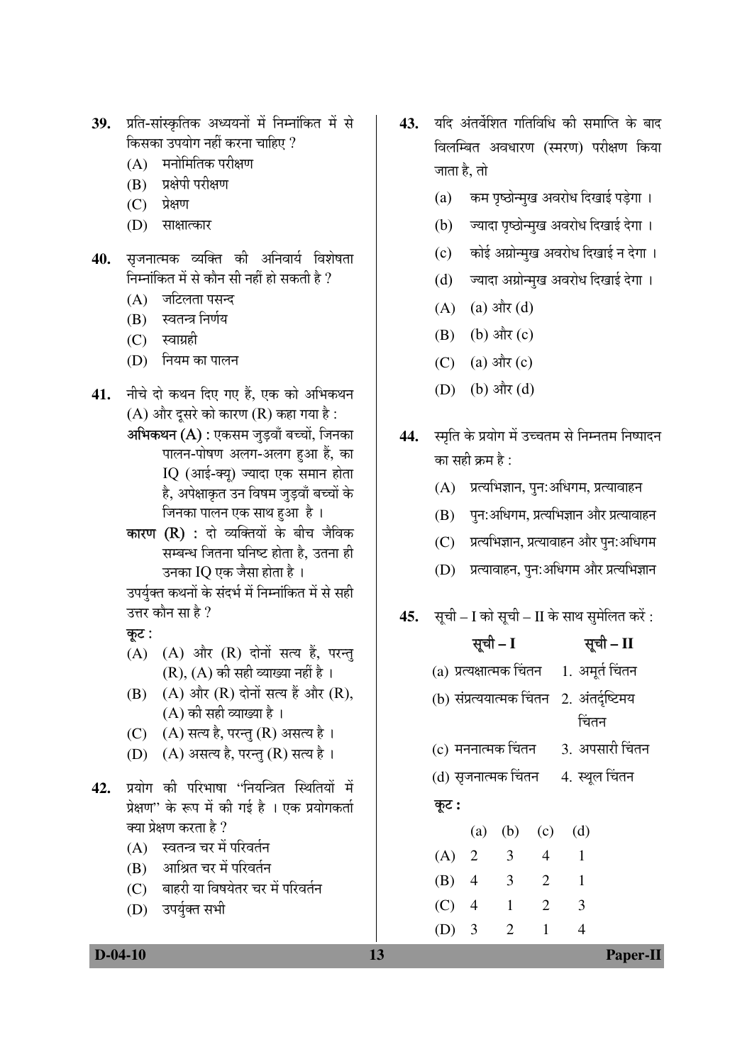**39.** प्रति-सांस्कृतिक अध्ययनों में निम्नांकित में से किसका उपयोग नहीं करना चाहिए ?

(A) मनोमितिक परीक्षण

(B) प्रक्षेपी परीक्षण

(C) प्रेक्षण

(D) साक्षात्कार

**40.** सृजनात्मक व्यक्ति की अनिवार्य विशेषता निम्नांकित में से कौन सी नहीं हो सकती है ?

(A) जटिलता पसन्द

(B) स्वतन्त्र निर्णय

(C) स्वाग्रही

(D) नियम का पालन

**41.** नीचे दो कथन दिए गए हैं, एक को अभिकथन (A) और दूसरे को कारण (R) कहा गया है :

**अभिकथन (A) :** एकसम जुड़वाँ बच्चों, जिनका पालन-पोषण अलग-अलग हुआ हैं, का IQ (आई-क्यू) ज्यादा एक समान होता है, अपेक्षाकृत उन विषम जुड़वाँ बच्चों के जिनका पालन एक साथ हुआ है ।

**कारण (R) :** दो व्यक्तियों के बीच जैविक सम्बन्ध जितना घनिष्ट होता है, उतना ही उनका IQ एक जैसा होता है ।

उपर्युक्त कथनों के संदर्भ में निम्नांकित में से सही उत्तर कौन सा है ?

**कूट :**

(A) (A) और (R) दोनों सत्य हैं, परन्तु (R), (A) की सही व्याख्या नहीं है ।

(B) (A) और (R) दोनों सत्य हैं और (R), (A) की सही व्याख्या है ।

(C) (A) सत्य है, परन्तु (R) असत्य है ।

(D) (A) असत्य है, परन्तु (R) सत्य है ।

**42.** प्रयोग की परिभाषा "नियन्त्रित स्थितियों में प्रेक्षण" के रूप में की गई है । एक प्रयोगकर्ता क्या प्रेक्षण करता है ?

(A) स्वतन्त्र चर में परिवर्तन

(B) आश्रित चर में परिवर्तन

(C) बाहरी या विषयेतर चर में परिवर्तन

(D) उपर्युक्त सभी

**43.** यदि अंतर्वेशित गतिविधि की समाप्ति के बाद विलम्बित अवधारण (स्मरण) परीक्षण किया जाता है, तो

(a) कम पृष्ठोन्मुख अवरोध दिखाई पड़ेगा ।

(b) ज्यादा पृष्ठोन्मुख अवरोध दिखाई देगा ।

(c) कोई अग्रोन्मुख अवरोध दिखाई न देगा ।

(d) ज्यादा अग्रोन्मुख अवरोध दिखाई देगा ।

(A) (a) और (d)

(B) (b) और (c)

(C) (a) और (c)

(D) (b) और (d)

**44.** स्मृति के प्रयोग में उच्चतम से निम्नतम निष्पादन का सही क्रम है :

(A) प्रत्यभिज्ञान, पुन:अधिगम, प्रत्यावाहन

(B) पुन:अधिगम, प्रत्यभिज्ञान और प्रत्यावाहन

(C) प्रत्यभिज्ञान, प्रत्यावाहन और पुन:अधिगम

(D) प्रत्यावाहन, पुन:अधिगम और प्रत्यभिज्ञान

**45.** सूची – I को सूची – II के साथ सुमेलित करें :

| सूची – I | सूची – II |
|---|---|
| (a) प्रत्यक्षात्मक चिंतन | 1. अमूर्त चिंतन |
| (b) संप्रत्ययात्मक चिंतन | 2. अंतर्दृष्टिमय चिंतन |
| (c) मननात्मक चिंतन | 3. अपसारी चिंतन |
| (d) सृजनात्मक चिंतन | 4. स्थूल चिंतन |

**कूट :**

| | (a) | (b) | (c) | (d) |
|---|---|---|---|---|
| (A) | 2 | 3 | 4 | 1 |
| (B) | 4 | 3 | 2 | 1 |
| (C) | 4 | 1 | 2 | 3 |
| (D) | 3 | 2 | 1 | 4 |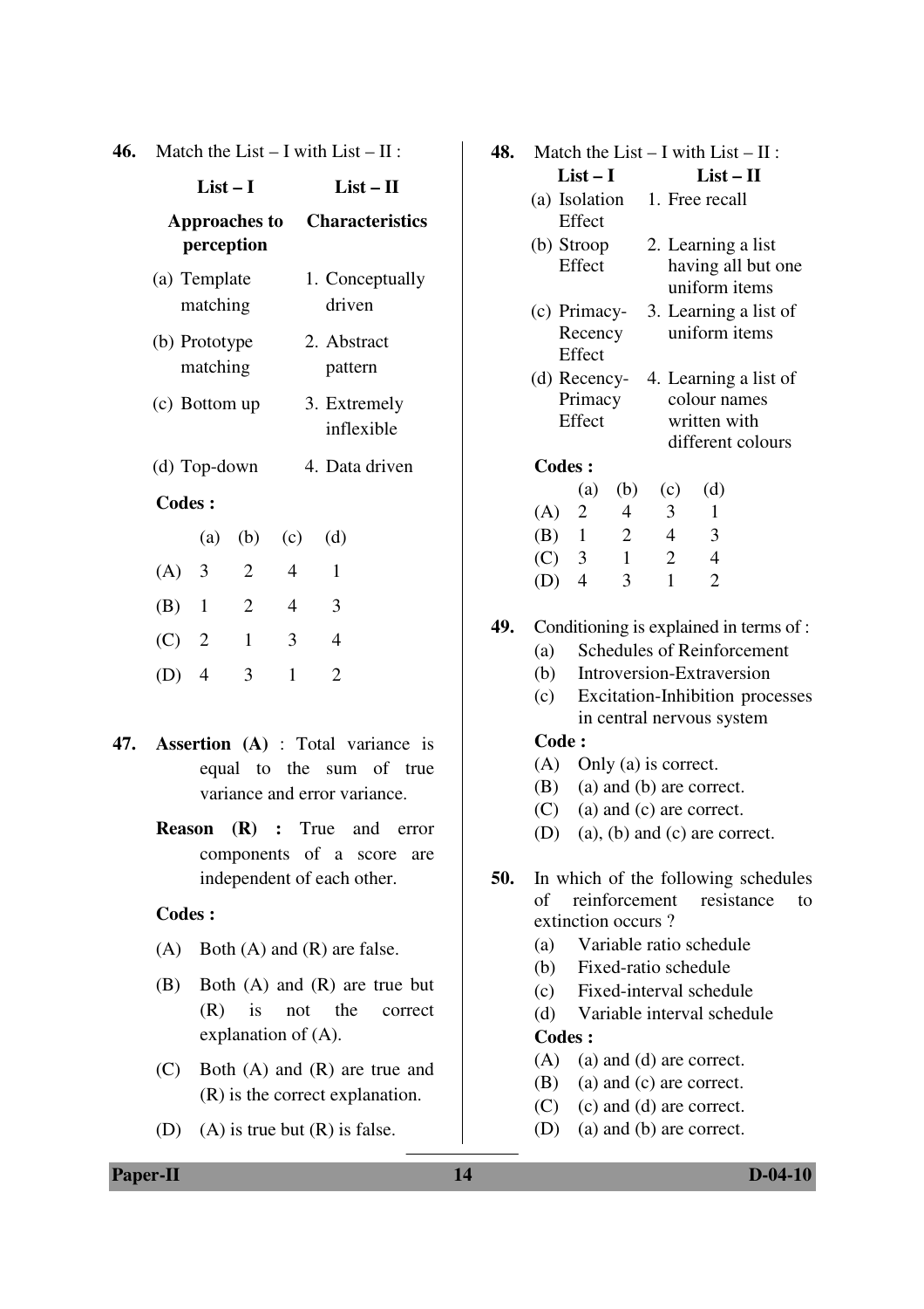**46.** Match the List – I with List – II :

| List – I<br>Approaches to perception | List – II<br>Characteristics |
|---|---|
| (a) Template matching | 1. Conceptually driven |
| (b) Prototype matching | 2. Abstract pattern |
| (c) Bottom up | 3. Extremely inflexible |
| (d) Top-down | 4. Data driven |

**Codes :**

| | (a) | (b) | (c) | (d) |
|---|---|---|---|---|
| (A) | 3 | 2 | 4 | 1 |
| (B) | 1 | 2 | 4 | 3 |
| (C) | 2 | 1 | 3 | 4 |
| (D) | 4 | 3 | 1 | 2 |

**47.** **Assertion (A)** : Total variance is equal to the sum of true variance and error variance.

**Reason (R) :** True and error components of a score are independent of each other.

**Codes :**

(A) Both (A) and (R) are false.

(B) Both (A) and (R) are true but (R) is not the correct explanation of (A).

(C) Both (A) and (R) are true and (R) is the correct explanation.

(D) (A) is true but (R) is false.

**48.** Match the List – I with List – II :

| List – I | List – II |
|---|---|
| (a) Isolation Effect | 1. Free recall |
| (b) Stroop Effect | 2. Learning a list having all but one uniform items |
| (c) Primacy-Recency Effect | 3. Learning a list of uniform items |
| (d) Recency-Primacy Effect | 4. Learning a list of colour names written with different colours |

**Codes :**

| | (a) | (b) | (c) | (d) |
|---|---|---|---|---|
| (A) | 2 | 4 | 3 | 1 |
| (B) | 1 | 2 | 4 | 3 |
| (C) | 3 | 1 | 2 | 4 |
| (D) | 4 | 3 | 1 | 2 |

**49.** Conditioning is explained in terms of :

(a) Schedules of Reinforcement

(b) Introversion-Extraversion

(c) Excitation-Inhibition processes in central nervous system

**Code :**

(A) Only (a) is correct.

(B) (a) and (b) are correct.

(C) (a) and (c) are correct.

(D) (a), (b) and (c) are correct.

**50.** In which of the following schedules of reinforcement resistance to extinction occurs ?

(a) Variable ratio schedule

(b) Fixed-ratio schedule

(c) Fixed-interval schedule

(d) Variable interval schedule

**Codes :**

(A) (a) and (d) are correct.

(B) (a) and (c) are correct.

(C) (c) and (d) are correct.

(D) (a) and (b) are correct.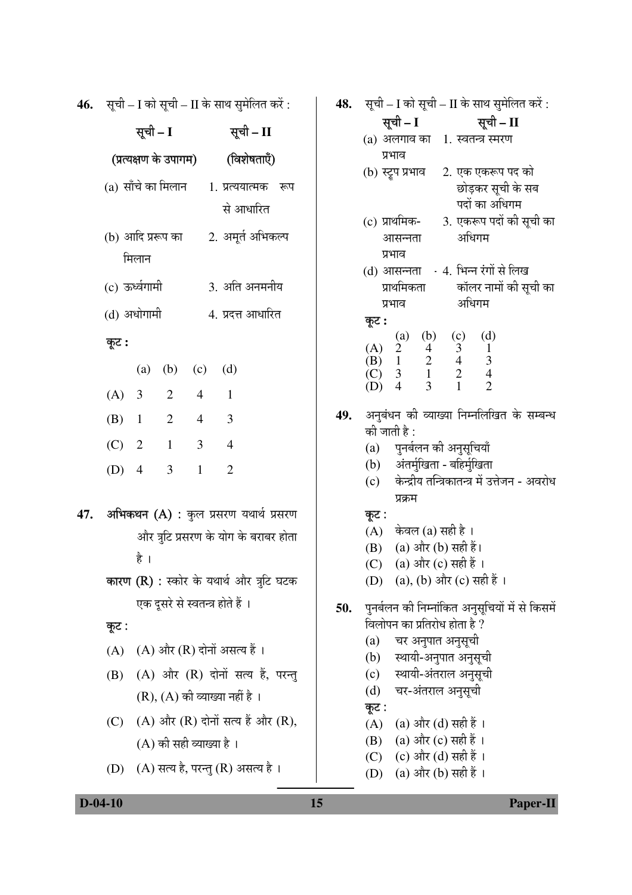**46.** सूची – I को सूची – II के साथ सुमेलित करें :

| सूची – I (प्रत्यक्षण के उपागम) | सूची – II (विशेषताएँ) |
|---|---|
| (a) साँचे का मिलान | 1. प्रत्ययात्मक रूप से आधारित |
| (b) आदि प्ररूप का मिलान | 2. अमूर्त अभिकल्प |
| (c) ऊर्ध्वगामी | 3. अति अनमनीय |
| (d) अधोगामी | 4. प्रदत्त आधारित |

**कूट :**

| | (a) | (b) | (c) | (d) |
|---|---|---|---|---|
| (A) | 3 | 2 | 4 | 1 |
| (B) | 1 | 2 | 4 | 3 |
| (C) | 2 | 1 | 3 | 4 |
| (D) | 4 | 3 | 1 | 2 |

**47.** **अभिकथन (A) :** कुल प्रसरण यथार्थ प्रसरण और त्रुटि प्रसरण के योग के बराबर होता है ।

**कारण (R) :** स्कोर के यथार्थ और त्रुटि घटक एक दूसरे से स्वतन्त्र होते हैं ।

कूट :

(A) (A) और (R) दोनों असत्य हैं ।

(B) (A) और (R) दोनों सत्य हैं, परन्तु (R), (A) की व्याख्या नहीं है ।

(C) (A) और (R) दोनों सत्य हैं और (R), (A) की सही व्याख्या है ।

(D) (A) सत्य है, परन्तु (R) असत्य है ।

**48.** सूची – I को सूची – II के साथ सुमेलित करें :

| सूची – I | सूची – II |
|---|---|
| (a) अलगाव का प्रभाव | 1. स्वतन्त्र स्मरण |
| (b) स्ट्रूप प्रभाव | 2. एक एकरूप पद को छोड़कर सूची के सब पदों का अधिगम |
| (c) प्राथमिक-आसन्नता प्रभाव | 3. एकरूप पदों की सूची का अधिगम |
| (d) आसन्नता - प्राथमिकता प्रभाव | 4. भिन्न रंगों से लिख कॉलर नामों की सूची का अधिगम |

**कूट :**

| | (a) | (b) | (c) | (d) |
|---|---|---|---|---|
| (A) | 2 | 4 | 3 | 1 |
| (B) | 1 | 2 | 4 | 3 |
| (C) | 3 | 1 | 2 | 4 |
| (D) | 4 | 3 | 1 | 2 |

**49.** अनुबंधन की व्याख्या निम्नलिखित के सम्बन्ध की जाती है :

(a) पुनर्बलन की अनुसूचियाँ

(b) अंतर्मुखिता - बहिर्मुखिता

(c) केन्द्रीय तन्त्रिकातन्त्र में उत्तेजन - अवरोध प्रक्रम

कूट :

(A) केवल (a) सही है ।

(B) (a) और (b) सही हैं।

(C) (a) और (c) सही हैं ।

(D) (a), (b) और (c) सही हैं ।

**50.** पुनर्बलन की निम्नांकित अनुसूचियों में से किसमें विलोपन का प्रतिरोध होता है ?

(a) चर अनुपात अनुसूची

(b) स्थायी-अनुपात अनुसूची

(c) स्थायी-अंतराल अनुसूची

(d) चर-अंतराल अनुसूची

कूट :

(A) (a) और (d) सही हैं ।

(B) (a) और (c) सही हैं ।

(C) (c) और (d) सही हैं ।

(D) (a) और (b) सही हैं ।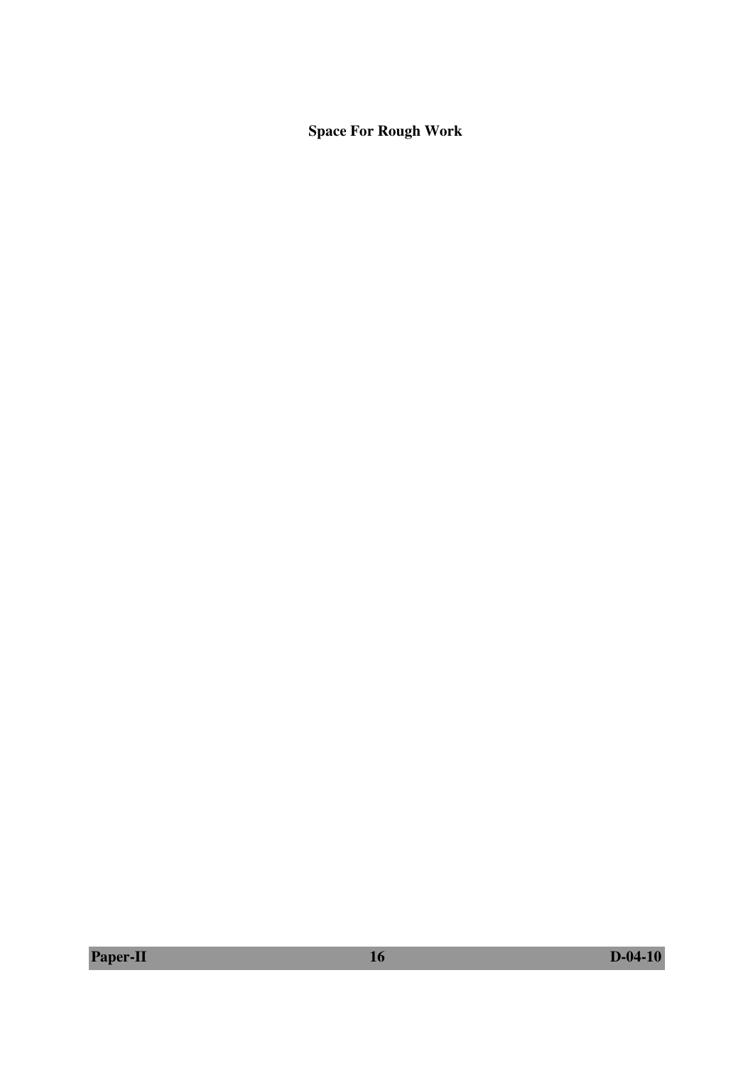**Space For Rough Work**